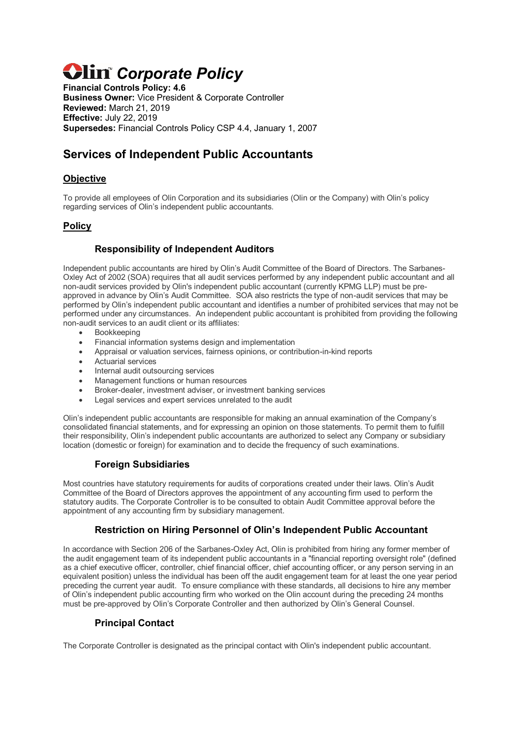# Olin™ *Corporate Policy*

**Financial Controls Policy: 4.6**
**Business Owner:** Vice President & Corporate Controller
**Reviewed:** March 21, 2019
**Effective:** July 22, 2019
**Supersedes:** Financial Controls Policy CSP 4.4, January 1, 2007

## Services of Independent Public Accountants

### Objective

To provide all employees of Olin Corporation and its subsidiaries (Olin or the Company) with Olin's policy regarding services of Olin's independent public accountants.

### Policy

#### Responsibility of Independent Auditors

Independent public accountants are hired by Olin's Audit Committee of the Board of Directors. The Sarbanes-Oxley Act of 2002 (SOA) requires that all audit services performed by any independent public accountant and all non-audit services provided by Olin's independent public accountant (currently KPMG LLP) must be pre-approved in advance by Olin's Audit Committee. SOA also restricts the type of non-audit services that may be performed by Olin's independent public accountant and identifies a number of prohibited services that may not be performed under any circumstances. An independent public accountant is prohibited from providing the following non-audit services to an audit client or its affiliates:

- Bookkeeping
- Financial information systems design and implementation
- Appraisal or valuation services, fairness opinions, or contribution-in-kind reports
- Actuarial services
- Internal audit outsourcing services
- Management functions or human resources
- Broker-dealer, investment adviser, or investment banking services
- Legal services and expert services unrelated to the audit

Olin's independent public accountants are responsible for making an annual examination of the Company's consolidated financial statements, and for expressing an opinion on those statements. To permit them to fulfill their responsibility, Olin's independent public accountants are authorized to select any Company or subsidiary location (domestic or foreign) for examination and to decide the frequency of such examinations.

#### Foreign Subsidiaries

Most countries have statutory requirements for audits of corporations created under their laws. Olin's Audit Committee of the Board of Directors approves the appointment of any accounting firm used to perform the statutory audits. The Corporate Controller is to be consulted to obtain Audit Committee approval before the appointment of any accounting firm by subsidiary management.

#### Restriction on Hiring Personnel of Olin's Independent Public Accountant

In accordance with Section 206 of the Sarbanes-Oxley Act, Olin is prohibited from hiring any former member of the audit engagement team of its independent public accountants in a "financial reporting oversight role" (defined as a chief executive officer, controller, chief financial officer, chief accounting officer, or any person serving in an equivalent position) unless the individual has been off the audit engagement team for at least the one year period preceding the current year audit. To ensure compliance with these standards, all decisions to hire any member of Olin's independent public accounting firm who worked on the Olin account during the preceding 24 months must be pre-approved by Olin's Corporate Controller and then authorized by Olin's General Counsel.

#### Principal Contact

The Corporate Controller is designated as the principal contact with Olin's independent public accountant.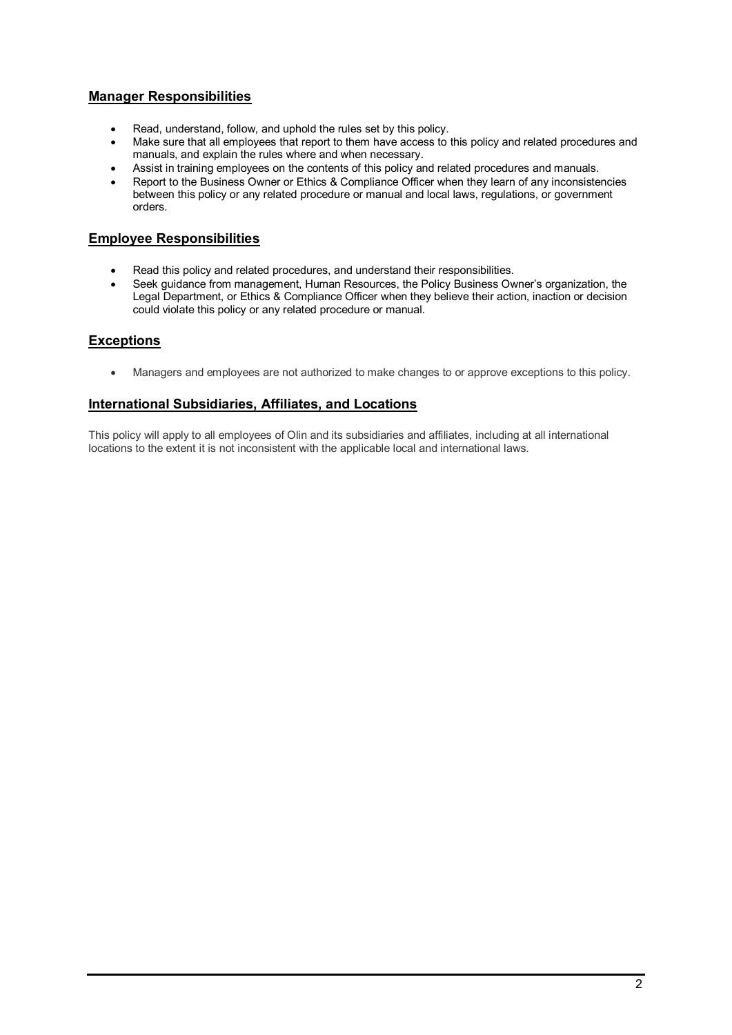## Manager Responsibilities

- Read, understand, follow, and uphold the rules set by this policy.
- Make sure that all employees that report to them have access to this policy and related procedures and manuals, and explain the rules where and when necessary.
- Assist in training employees on the contents of this policy and related procedures and manuals.
- Report to the Business Owner or Ethics & Compliance Officer when they learn of any inconsistencies between this policy or any related procedure or manual and local laws, regulations, or government orders.

## Employee Responsibilities

- Read this policy and related procedures, and understand their responsibilities.
- Seek guidance from management, Human Resources, the Policy Business Owner's organization, the Legal Department, or Ethics & Compliance Officer when they believe their action, inaction or decision could violate this policy or any related procedure or manual.

## Exceptions

- Managers and employees are not authorized to make changes to or approve exceptions to this policy.

## International Subsidiaries, Affiliates, and Locations

This policy will apply to all employees of Olin and its subsidiaries and affiliates, including at all international locations to the extent it is not inconsistent with the applicable local and international laws.